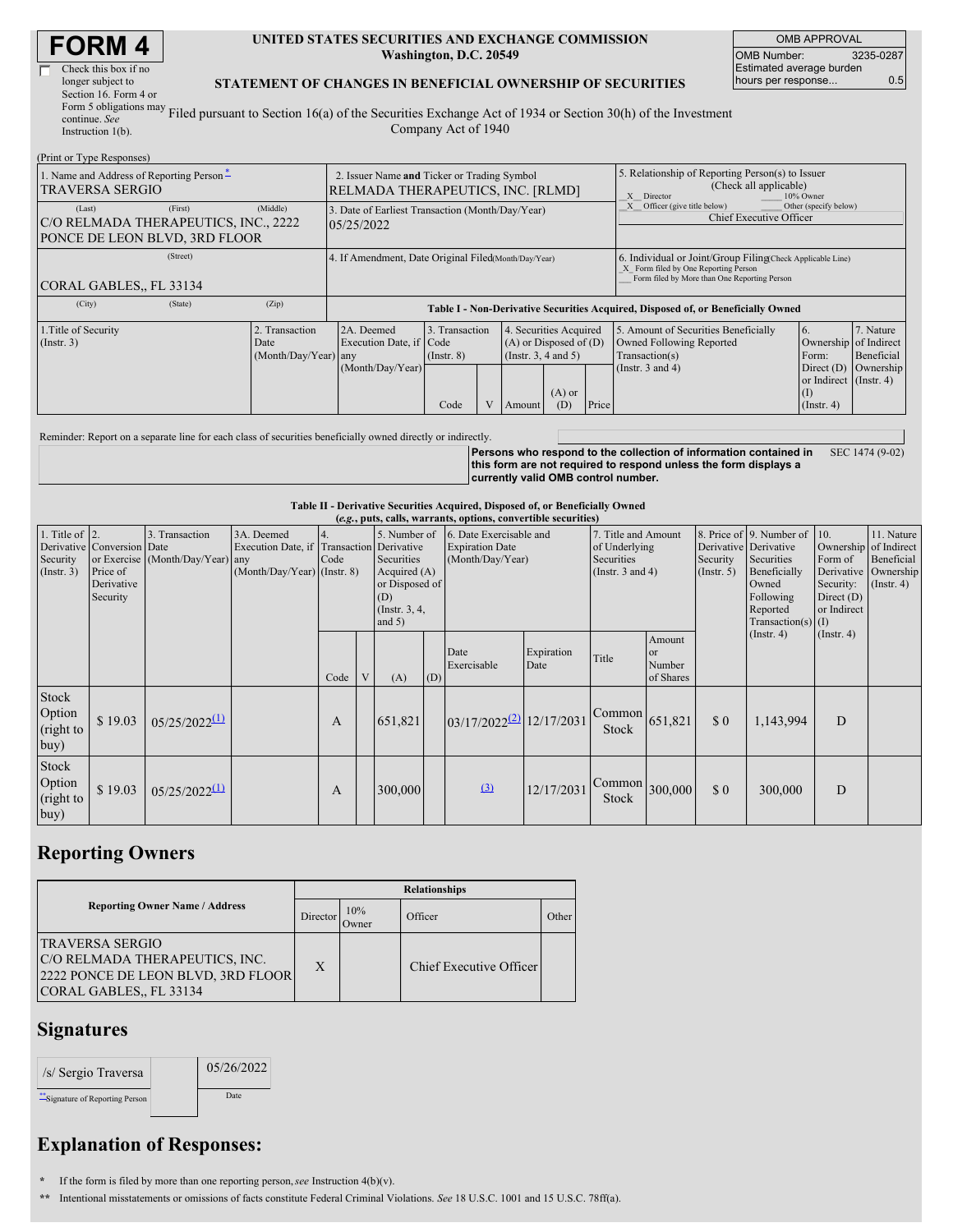# FORM 4

☐ Check this box if no longer subject to Section 16. Form 4 or Form 5 obligations may continue. *See* Instruction 1(b).

**UNITED STATES SECURITIES AND EXCHANGE COMMISSION**
**Washington, D.C. 20549**

**STATEMENT OF CHANGES IN BENEFICIAL OWNERSHIP OF SECURITIES**

Filed pursuant to Section 16(a) of the Securities Exchange Act of 1934 or Section 30(h) of the Investment Company Act of 1940

| OMB APPROVAL | |
|---|---|
| OMB Number: | 3235-0287 |
| Estimated average burden hours per response... | 0.5 |

(Print or Type Responses)

| 1. Name and Address of Reporting Person * | 2. Issuer Name and Ticker or Trading Symbol | 5. Relationship of Reporting Person(s) to Issuer (Check all applicable) |
|---|---|---|
| TRAVERSA SERGIO | RELMADA THERAPEUTICS, INC. [RLMD] | X Director ___ 10% Owner |
| (Last) (First) (Middle) C/O RELMADA THERAPEUTICS, INC., 2222 PONCE DE LEON BLVD, 3RD FLOOR | 3. Date of Earliest Transaction (Month/Day/Year) 05/25/2022 | X Officer (give title below) ___ Other (specify below) Chief Executive Officer |
| (Street) CORAL GABLES,, FL 33134 | 4. If Amendment, Date Original Filed (Month/Day/Year) | 6. Individual or Joint/Group Filing (Check Applicable Line) X Form filed by One Reporting Person ___ Form filed by More than One Reporting Person |
| (City) (State) (Zip) | | |

**Table I - Non-Derivative Securities Acquired, Disposed of, or Beneficially Owned**

| 1.Title of Security (Instr. 3) | 2. Transaction Date (Month/Day/Year) | 2A. Deemed Execution Date, if any (Month/Day/Year) | 3. Transaction Code (Instr. 8) | | 4. Securities Acquired (A) or Disposed of (D) (Instr. 3, 4 and 5) | | | 5. Amount of Securities Beneficially Owned Following Reported Transaction(s) (Instr. 3 and 4) | 6. Ownership Form: Direct (D) or Indirect (I) (Instr. 4) | 7. Nature of Indirect Beneficial Ownership (Instr. 4) |
|---|---|---|---|---|---|---|---|---|---|---|
| | | | Code | V | Amount | (A) or (D) | Price | | | |

Reminder: Report on a separate line for each class of securities beneficially owned directly or indirectly.

**Persons who respond to the collection of information contained in this form are not required to respond unless the form displays a currently valid OMB control number.** SEC 1474 (9-02)

**Table II - Derivative Securities Acquired, Disposed of, or Beneficially Owned**
***(e.g., puts, calls, warrants, options, convertible securities)***

| 1. Title of Derivative Security (Instr. 3) | 2. Conversion or Exercise Price of Derivative Security | 3. Transaction Date (Month/Day/Year) | 3A. Deemed Execution Date, if any (Month/Day/Year) | 4. Transaction Code (Instr. 8) | | 5. Number of Derivative Securities Acquired (A) or Disposed of (D) (Instr. 3, 4, and 5) | | 6. Date Exercisable and Expiration Date (Month/Day/Year) | | 7. Title and Amount of Underlying Securities (Instr. 3 and 4) | | 8. Price of Derivative Security (Instr. 5) | 9. Number of Derivative Securities Beneficially Owned Following Reported Transaction(s) (Instr. 4) | 10. Ownership Form of Derivative Security: Direct (D) or Indirect (I) (Instr. 4) | 11. Nature of Indirect Beneficial Ownership (Instr. 4) |
|---|---|---|---|---|---|---|---|---|---|---|---|---|---|---|---|
| | | | | Code | V | (A) | (D) | Date Exercisable | Expiration Date | Title | Amount or Number of Shares | | | | |
| Stock Option (right to buy) | $ 19.03 | 05/25/2022 (1) | | A | | 651,821 | | 03/17/2022 (2) | 12/17/2031 | Common Stock | 651,821 | $ 0 | 1,143,994 | D | |
| Stock Option (right to buy) | $ 19.03 | 05/25/2022 (1) | | A | | 300,000 | | (3) | 12/17/2031 | Common Stock | 300,000 | $ 0 | 300,000 | D | |

## Reporting Owners

| Reporting Owner Name / Address | Relationships | | | |
|---|---|---|---|---|
| | Director | 10% Owner | Officer | Other |
| TRAVERSA SERGIO C/O RELMADA THERAPEUTICS, INC. 2222 PONCE DE LEON BLVD, 3RD FLOOR CORAL GABLES,, FL 33134 | X | | Chief Executive Officer | |

## Signatures

| /s/ Sergio Traversa | 05/26/2022 |
|---|---|
| **Signature of Reporting Person | Date |

## Explanation of Responses:

\* If the form is filed by more than one reporting person, *see* Instruction 4(b)(v).

\*\* Intentional misstatements or omissions of facts constitute Federal Criminal Violations. *See* 18 U.S.C. 1001 and 15 U.S.C. 78ff(a).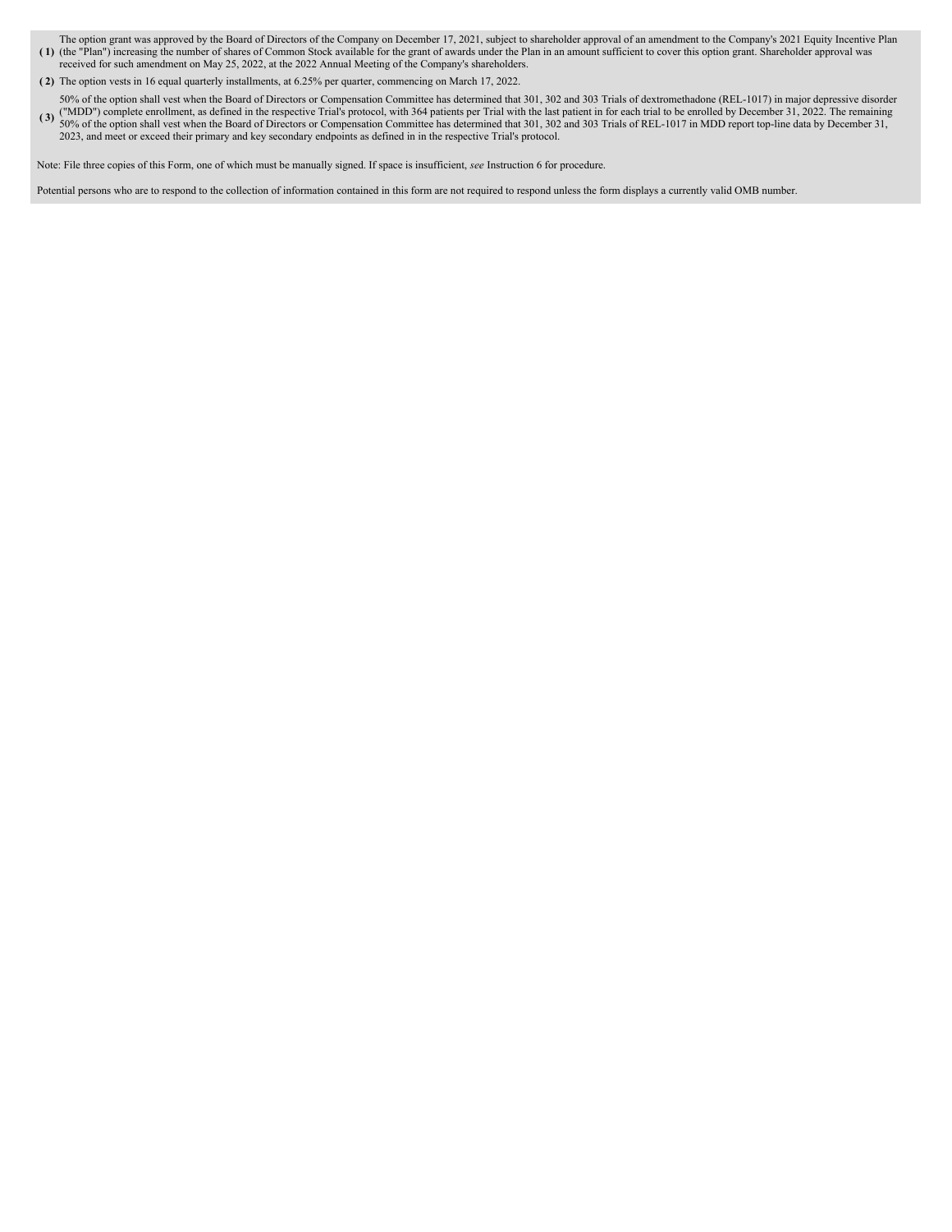**( 1)** The option grant was approved by the Board of Directors of the Company on December 17, 2021, subject to shareholder approval of an amendment to the Company's 2021 Equity Incentive Plan (the "Plan") increasing the number of shares of Common Stock available for the grant of awards under the Plan in an amount sufficient to cover this option grant. Shareholder approval was received for such amendment on May 25, 2022, at the 2022 Annual Meeting of the Company's shareholders.

**( 2)** The option vests in 16 equal quarterly installments, at 6.25% per quarter, commencing on March 17, 2022.

**( 3)** 50% of the option shall vest when the Board of Directors or Compensation Committee has determined that 301, 302 and 303 Trials of dextromethadone (REL-1017) in major depressive disorder ("MDD") complete enrollment, as defined in the respective Trial's protocol, with 364 patients per Trial with the last patient in for each trial to be enrolled by December 31, 2022. The remaining 50% of the option shall vest when the Board of Directors or Compensation Committee has determined that 301, 302 and 303 Trials of REL-1017 in MDD report top-line data by December 31, 2023, and meet or exceed their primary and key secondary endpoints as defined in in the respective Trial's protocol.

Note: File three copies of this Form, one of which must be manually signed. If space is insufficient, *see* Instruction 6 for procedure.

Potential persons who are to respond to the collection of information contained in this form are not required to respond unless the form displays a currently valid OMB number.